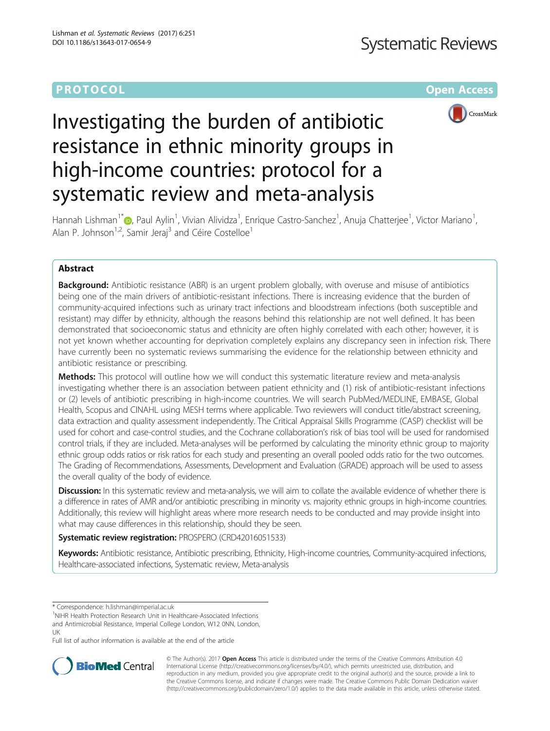PROTOCOL

Open Access

# Investigating the burden of antibiotic resistance in ethnic minority groups in high-income countries: protocol for a systematic review and meta-analysis

Hannah Lishman[1*], Paul Aylin[1], Vivian Alividza[1], Enrique Castro-Sanchez[1], Anuja Chatterjee[1], Victor Mariano[1], Alan P. Johnson[1,2], Samir Jeraj[3] and Céire Costelloe[1]

## Abstract

**Background:** Antibiotic resistance (ABR) is an urgent problem globally, with overuse and misuse of antibiotics being one of the main drivers of antibiotic-resistant infections. There is increasing evidence that the burden of community-acquired infections such as urinary tract infections and bloodstream infections (both susceptible and resistant) may differ by ethnicity, although the reasons behind this relationship are not well defined. It has been demonstrated that socioeconomic status and ethnicity are often highly correlated with each other; however, it is not yet known whether accounting for deprivation completely explains any discrepancy seen in infection risk. There have currently been no systematic reviews summarising the evidence for the relationship between ethnicity and antibiotic resistance or prescribing.

**Methods:** This protocol will outline how we will conduct this systematic literature review and meta-analysis investigating whether there is an association between patient ethnicity and (1) risk of antibiotic-resistant infections or (2) levels of antibiotic prescribing in high-income countries. We will search PubMed/MEDLINE, EMBASE, Global Health, Scopus and CINAHL using MESH terms where applicable. Two reviewers will conduct title/abstract screening, data extraction and quality assessment independently. The Critical Appraisal Skills Programme (CASP) checklist will be used for cohort and case-control studies, and the Cochrane collaboration's risk of bias tool will be used for randomised control trials, if they are included. Meta-analyses will be performed by calculating the minority ethnic group to majority ethnic group odds ratios or risk ratios for each study and presenting an overall pooled odds ratio for the two outcomes. The Grading of Recommendations, Assessments, Development and Evaluation (GRADE) approach will be used to assess the overall quality of the body of evidence.

**Discussion:** In this systematic review and meta-analysis, we will aim to collate the available evidence of whether there is a difference in rates of AMR and/or antibiotic prescribing in minority vs. majority ethnic groups in high-income countries. Additionally, this review will highlight areas where more research needs to be conducted and may provide insight into what may cause differences in this relationship, should they be seen.

**Systematic review registration:** PROSPERO (CRD42016051533)

**Keywords:** Antibiotic resistance, Antibiotic prescribing, Ethnicity, High-income countries, Community-acquired infections, Healthcare-associated infections, Systematic review, Meta-analysis

* Correspondence: h.lishman@imperial.ac.uk

[1]NIHR Health Protection Research Unit in Healthcare-Associated Infections and Antimicrobial Resistance, Imperial College London, W12 0NN, London, UK

Full list of author information is available at the end of the article

© The Author(s). 2017 **Open Access** This article is distributed under the terms of the Creative Commons Attribution 4.0 International License (http://creativecommons.org/licenses/by/4.0/), which permits unrestricted use, distribution, and reproduction in any medium, provided you give appropriate credit to the original author(s) and the source, provide a link to the Creative Commons license, and indicate if changes were made. The Creative Commons Public Domain Dedication waiver (http://creativecommons.org/publicdomain/zero/1.0/) applies to the data made available in this article, unless otherwise stated.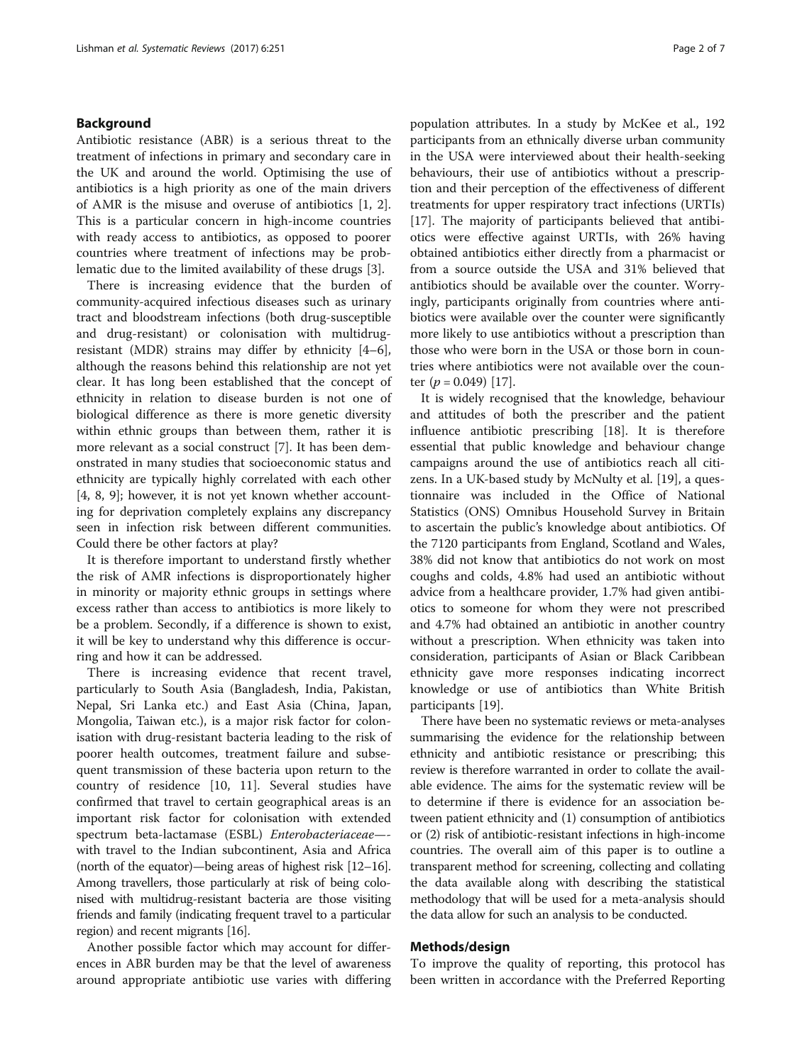## Background

Antibiotic resistance (ABR) is a serious threat to the treatment of infections in primary and secondary care in the UK and around the world. Optimising the use of antibiotics is a high priority as one of the main drivers of AMR is the misuse and overuse of antibiotics [1, 2]. This is a particular concern in high-income countries with ready access to antibiotics, as opposed to poorer countries where treatment of infections may be problematic due to the limited availability of these drugs [3].

There is increasing evidence that the burden of community-acquired infectious diseases such as urinary tract and bloodstream infections (both drug-susceptible and drug-resistant) or colonisation with multidrug-resistant (MDR) strains may differ by ethnicity [4–6], although the reasons behind this relationship are not yet clear. It has long been established that the concept of ethnicity in relation to disease burden is not one of biological difference as there is more genetic diversity within ethnic groups than between them, rather it is more relevant as a social construct [7]. It has been demonstrated in many studies that socioeconomic status and ethnicity are typically highly correlated with each other [4, 8, 9]; however, it is not yet known whether accounting for deprivation completely explains any discrepancy seen in infection risk between different communities. Could there be other factors at play?

It is therefore important to understand firstly whether the risk of AMR infections is disproportionately higher in minority or majority ethnic groups in settings where excess rather than access to antibiotics is more likely to be a problem. Secondly, if a difference is shown to exist, it will be key to understand why this difference is occurring and how it can be addressed.

There is increasing evidence that recent travel, particularly to South Asia (Bangladesh, India, Pakistan, Nepal, Sri Lanka etc.) and East Asia (China, Japan, Mongolia, Taiwan etc.), is a major risk factor for colonisation with drug-resistant bacteria leading to the risk of poorer health outcomes, treatment failure and subsequent transmission of these bacteria upon return to the country of residence [10, 11]. Several studies have confirmed that travel to certain geographical areas is an important risk factor for colonisation with extended spectrum beta-lactamase (ESBL) *Enterobacteriaceae*—with travel to the Indian subcontinent, Asia and Africa (north of the equator)—being areas of highest risk [12–16]. Among travellers, those particularly at risk of being colonised with multidrug-resistant bacteria are those visiting friends and family (indicating frequent travel to a particular region) and recent migrants [16].

Another possible factor which may account for differences in ABR burden may be that the level of awareness around appropriate antibiotic use varies with differing population attributes. In a study by McKee et al., 192 participants from an ethnically diverse urban community in the USA were interviewed about their health-seeking behaviours, their use of antibiotics without a prescription and their perception of the effectiveness of different treatments for upper respiratory tract infections (URTIs) [17]. The majority of participants believed that antibiotics were effective against URTIs, with 26% having obtained antibiotics either directly from a pharmacist or from a source outside the USA and 31% believed that antibiotics should be available over the counter. Worryingly, participants originally from countries where antibiotics were available over the counter were significantly more likely to use antibiotics without a prescription than those who were born in the USA or those born in countries where antibiotics were not available over the counter ($p = 0.049$) [17].

It is widely recognised that the knowledge, behaviour and attitudes of both the prescriber and the patient influence antibiotic prescribing [18]. It is therefore essential that public knowledge and behaviour change campaigns around the use of antibiotics reach all citizens. In a UK-based study by McNulty et al. [19], a questionnaire was included in the Office of National Statistics (ONS) Omnibus Household Survey in Britain to ascertain the public's knowledge about antibiotics. Of the 7120 participants from England, Scotland and Wales, 38% did not know that antibiotics do not work on most coughs and colds, 4.8% had used an antibiotic without advice from a healthcare provider, 1.7% had given antibiotics to someone for whom they were not prescribed and 4.7% had obtained an antibiotic in another country without a prescription. When ethnicity was taken into consideration, participants of Asian or Black Caribbean ethnicity gave more responses indicating incorrect knowledge or use of antibiotics than White British participants [19].

There have been no systematic reviews or meta-analyses summarising the evidence for the relationship between ethnicity and antibiotic resistance or prescribing; this review is therefore warranted in order to collate the available evidence. The aims for the systematic review will be to determine if there is evidence for an association between patient ethnicity and (1) consumption of antibiotics or (2) risk of antibiotic-resistant infections in high-income countries. The overall aim of this paper is to outline a transparent method for screening, collecting and collating the data available along with describing the statistical methodology that will be used for a meta-analysis should the data allow for such an analysis to be conducted.

## Methods/design

To improve the quality of reporting, this protocol has been written in accordance with the Preferred Reporting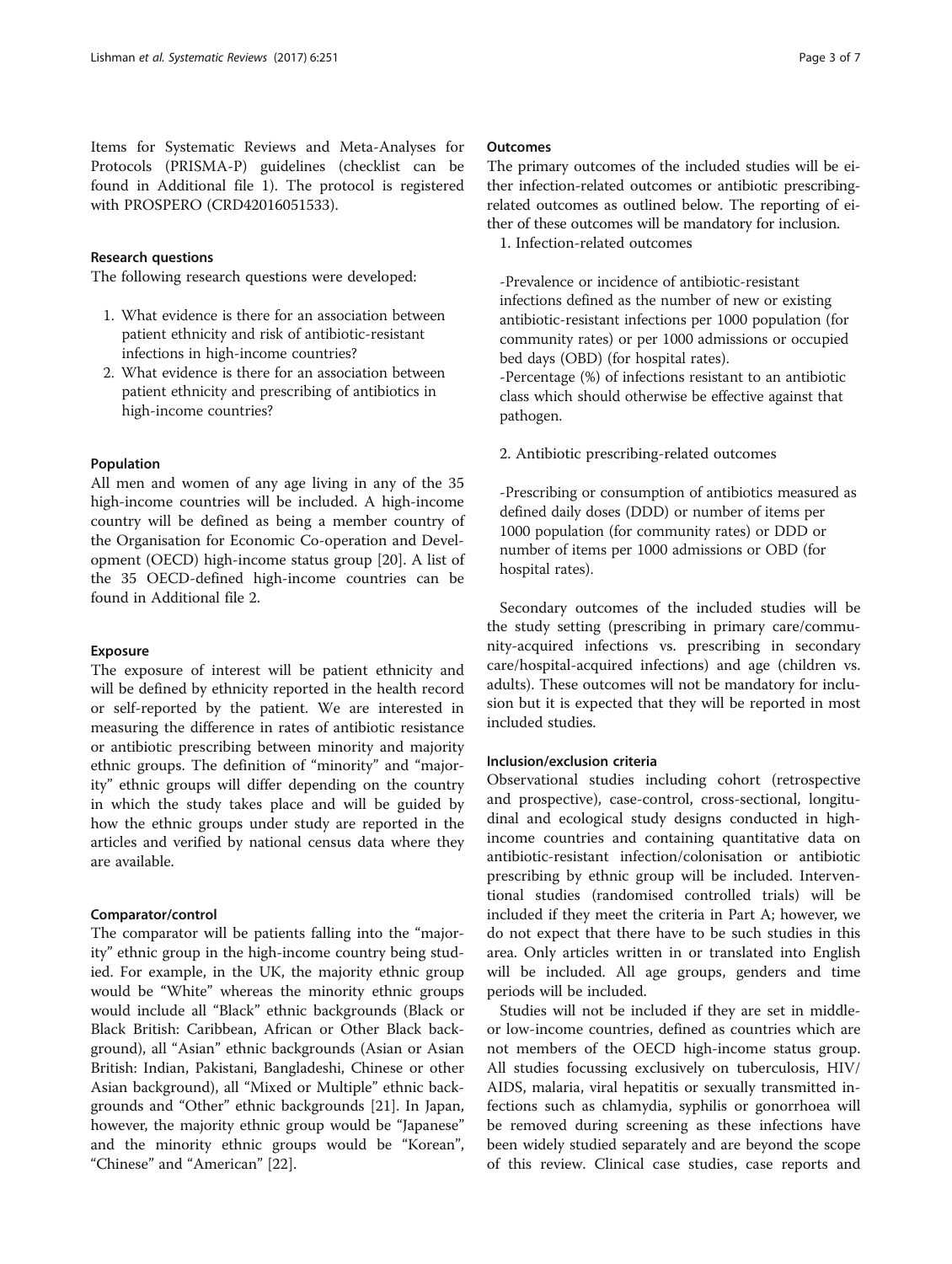Items for Systematic Reviews and Meta-Analyses for Protocols (PRISMA-P) guidelines (checklist can be found in Additional file 1). The protocol is registered with PROSPERO (CRD42016051533).

### Research questions

The following research questions were developed:

1. What evidence is there for an association between patient ethnicity and risk of antibiotic-resistant infections in high-income countries?
2. What evidence is there for an association between patient ethnicity and prescribing of antibiotics in high-income countries?

### Population

All men and women of any age living in any of the 35 high-income countries will be included. A high-income country will be defined as being a member country of the Organisation for Economic Co-operation and Development (OECD) high-income status group [20]. A list of the 35 OECD-defined high-income countries can be found in Additional file 2.

### Exposure

The exposure of interest will be patient ethnicity and will be defined by ethnicity reported in the health record or self-reported by the patient. We are interested in measuring the difference in rates of antibiotic resistance or antibiotic prescribing between minority and majority ethnic groups. The definition of "minority" and "majority" ethnic groups will differ depending on the country in which the study takes place and will be guided by how the ethnic groups under study are reported in the articles and verified by national census data where they are available.

### Comparator/control

The comparator will be patients falling into the "majority" ethnic group in the high-income country being studied. For example, in the UK, the majority ethnic group would be "White" whereas the minority ethnic groups would include all "Black" ethnic backgrounds (Black or Black British: Caribbean, African or Other Black background), all "Asian" ethnic backgrounds (Asian or Asian British: Indian, Pakistani, Bangladeshi, Chinese or other Asian background), all "Mixed or Multiple" ethnic backgrounds and "Other" ethnic backgrounds [21]. In Japan, however, the majority ethnic group would be "Japanese" and the minority ethnic groups would be "Korean", "Chinese" and "American" [22].

### Outcomes

The primary outcomes of the included studies will be either infection-related outcomes or antibiotic prescribing-related outcomes as outlined below. The reporting of either of these outcomes will be mandatory for inclusion.

1. Infection-related outcomes

-Prevalence or incidence of antibiotic-resistant infections defined as the number of new or existing antibiotic-resistant infections per 1000 population (for community rates) or per 1000 admissions or occupied bed days (OBD) (for hospital rates).
-Percentage (%) of infections resistant to an antibiotic class which should otherwise be effective against that pathogen.

2. Antibiotic prescribing-related outcomes

-Prescribing or consumption of antibiotics measured as defined daily doses (DDD) or number of items per 1000 population (for community rates) or DDD or number of items per 1000 admissions or OBD (for hospital rates).

Secondary outcomes of the included studies will be the study setting (prescribing in primary care/community-acquired infections vs. prescribing in secondary care/hospital-acquired infections) and age (children vs. adults). These outcomes will not be mandatory for inclusion but it is expected that they will be reported in most included studies.

### Inclusion/exclusion criteria

Observational studies including cohort (retrospective and prospective), case-control, cross-sectional, longitudinal and ecological study designs conducted in high-income countries and containing quantitative data on antibiotic-resistant infection/colonisation or antibiotic prescribing by ethnic group will be included. Interventional studies (randomised controlled trials) will be included if they meet the criteria in Part A; however, we do not expect that there have to be such studies in this area. Only articles written in or translated into English will be included. All age groups, genders and time periods will be included.

Studies will not be included if they are set in middle- or low-income countries, defined as countries which are not members of the OECD high-income status group. All studies focussing exclusively on tuberculosis, HIV/AIDS, malaria, viral hepatitis or sexually transmitted infections such as chlamydia, syphilis or gonorrhoea will be removed during screening as these infections have been widely studied separately and are beyond the scope of this review. Clinical case studies, case reports and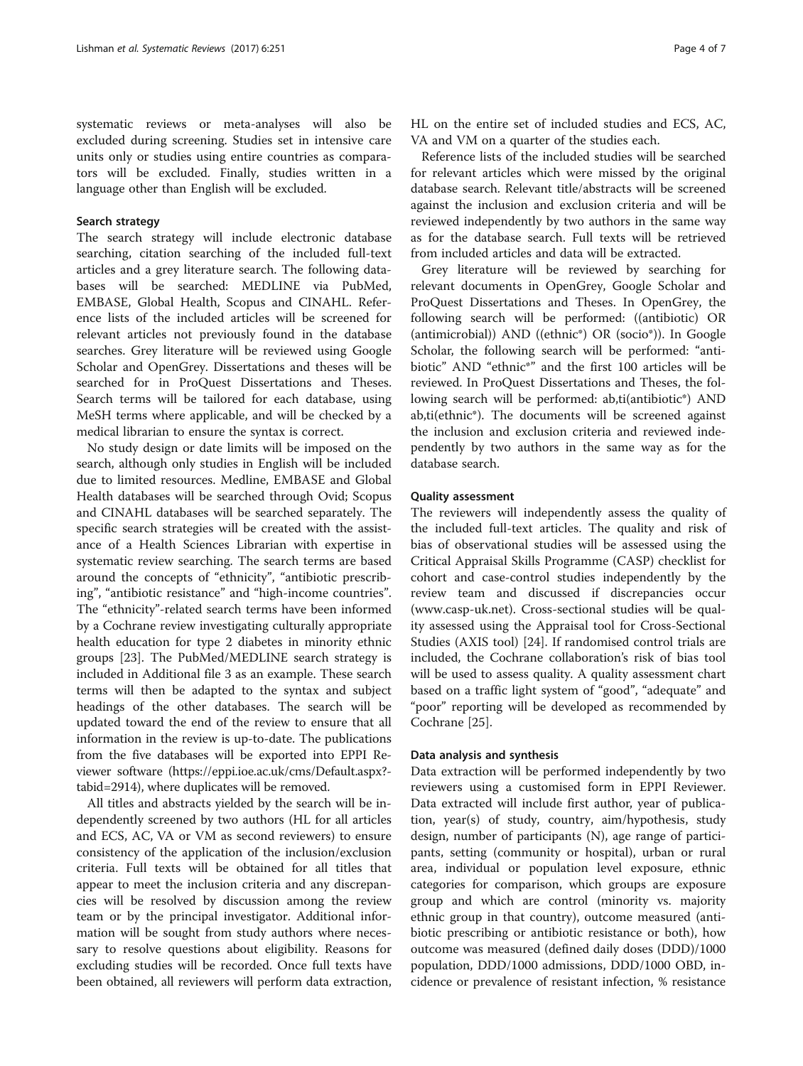systematic reviews or meta-analyses will also be excluded during screening. Studies set in intensive care units only or studies using entire countries as comparators will be excluded. Finally, studies written in a language other than English will be excluded.

### Search strategy

The search strategy will include electronic database searching, citation searching of the included full-text articles and a grey literature search. The following databases will be searched: MEDLINE via PubMed, EMBASE, Global Health, Scopus and CINAHL. Reference lists of the included articles will be screened for relevant articles not previously found in the database searches. Grey literature will be reviewed using Google Scholar and OpenGrey. Dissertations and theses will be searched for in ProQuest Dissertations and Theses. Search terms will be tailored for each database, using MeSH terms where applicable, and will be checked by a medical librarian to ensure the syntax is correct.

No study design or date limits will be imposed on the search, although only studies in English will be included due to limited resources. Medline, EMBASE and Global Health databases will be searched through Ovid; Scopus and CINAHL databases will be searched separately. The specific search strategies will be created with the assistance of a Health Sciences Librarian with expertise in systematic review searching. The search terms are based around the concepts of "ethnicity", "antibiotic prescribing", "antibiotic resistance" and "high-income countries". The "ethnicity"-related search terms have been informed by a Cochrane review investigating culturally appropriate health education for type 2 diabetes in minority ethnic groups [23]. The PubMed/MEDLINE search strategy is included in Additional file 3 as an example. These search terms will then be adapted to the syntax and subject headings of the other databases. The search will be updated toward the end of the review to ensure that all information in the review is up-to-date. The publications from the five databases will be exported into EPPI Reviewer software (https://eppi.ioe.ac.uk/cms/Default.aspx?tabid=2914), where duplicates will be removed.

All titles and abstracts yielded by the search will be independently screened by two authors (HL for all articles and ECS, AC, VA or VM as second reviewers) to ensure consistency of the application of the inclusion/exclusion criteria. Full texts will be obtained for all titles that appear to meet the inclusion criteria and any discrepancies will be resolved by discussion among the review team or by the principal investigator. Additional information will be sought from study authors where necessary to resolve questions about eligibility. Reasons for excluding studies will be recorded. Once full texts have been obtained, all reviewers will perform data extraction, HL on the entire set of included studies and ECS, AC, VA and VM on a quarter of the studies each.

Reference lists of the included studies will be searched for relevant articles which were missed by the original database search. Relevant title/abstracts will be screened against the inclusion and exclusion criteria and will be reviewed independently by two authors in the same way as for the database search. Full texts will be retrieved from included articles and data will be extracted.

Grey literature will be reviewed by searching for relevant documents in OpenGrey, Google Scholar and ProQuest Dissertations and Theses. In OpenGrey, the following search will be performed: ((antibiotic) OR (antimicrobial)) AND ((ethnic*) OR (socio*)). In Google Scholar, the following search will be performed: "antibiotic" AND "ethnic*" and the first 100 articles will be reviewed. In ProQuest Dissertations and Theses, the following search will be performed: ab,ti(antibiotic*) AND ab,ti(ethnic*). The documents will be screened against the inclusion and exclusion criteria and reviewed independently by two authors in the same way as for the database search.

### Quality assessment

The reviewers will independently assess the quality of the included full-text articles. The quality and risk of bias of observational studies will be assessed using the Critical Appraisal Skills Programme (CASP) checklist for cohort and case-control studies independently by the review team and discussed if discrepancies occur (www.casp-uk.net). Cross-sectional studies will be quality assessed using the Appraisal tool for Cross-Sectional Studies (AXIS tool) [24]. If randomised control trials are included, the Cochrane collaboration's risk of bias tool will be used to assess quality. A quality assessment chart based on a traffic light system of "good", "adequate" and "poor" reporting will be developed as recommended by Cochrane [25].

### Data analysis and synthesis

Data extraction will be performed independently by two reviewers using a customised form in EPPI Reviewer. Data extracted will include first author, year of publication, year(s) of study, country, aim/hypothesis, study design, number of participants (N), age range of participants, setting (community or hospital), urban or rural area, individual or population level exposure, ethnic categories for comparison, which groups are exposure group and which are control (minority vs. majority ethnic group in that country), outcome measured (antibiotic prescribing or antibiotic resistance or both), how outcome was measured (defined daily doses (DDD)/1000 population, DDD/1000 admissions, DDD/1000 OBD, incidence or prevalence of resistant infection, % resistance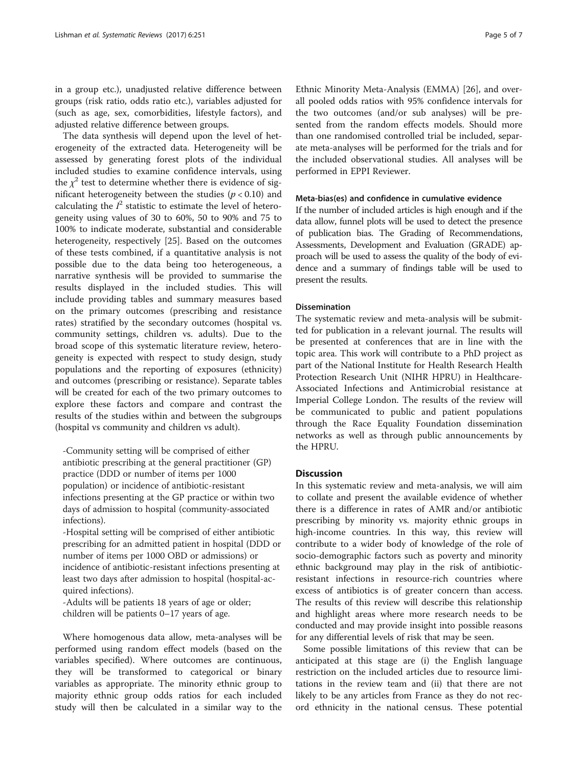in a group etc.), unadjusted relative difference between groups (risk ratio, odds ratio etc.), variables adjusted for (such as age, sex, comorbidities, lifestyle factors), and adjusted relative difference between groups.

The data synthesis will depend upon the level of heterogeneity of the extracted data. Heterogeneity will be assessed by generating forest plots of the individual included studies to examine confidence intervals, using the $\chi^2$ test to determine whether there is evidence of significant heterogeneity between the studies ($p < 0.10$) and calculating the $I^2$ statistic to estimate the level of heterogeneity using values of 30 to 60%, 50 to 90% and 75 to 100% to indicate moderate, substantial and considerable heterogeneity, respectively [25]. Based on the outcomes of these tests combined, if a quantitative analysis is not possible due to the data being too heterogeneous, a narrative synthesis will be provided to summarise the results displayed in the included studies. This will include providing tables and summary measures based on the primary outcomes (prescribing and resistance rates) stratified by the secondary outcomes (hospital vs. community settings, children vs. adults). Due to the broad scope of this systematic literature review, heterogeneity is expected with respect to study design, study populations and the reporting of exposures (ethnicity) and outcomes (prescribing or resistance). Separate tables will be created for each of the two primary outcomes to explore these factors and compare and contrast the results of the studies within and between the subgroups (hospital vs community and children vs adult).

-Community setting will be comprised of either antibiotic prescribing at the general practitioner (GP) practice (DDD or number of items per 1000 population) or incidence of antibiotic-resistant infections presenting at the GP practice or within two days of admission to hospital (community-associated infections).

-Hospital setting will be comprised of either antibiotic prescribing for an admitted patient in hospital (DDD or number of items per 1000 OBD or admissions) or incidence of antibiotic-resistant infections presenting at least two days after admission to hospital (hospital-acquired infections).

-Adults will be patients 18 years of age or older; children will be patients 0–17 years of age.

Where homogenous data allow, meta-analyses will be performed using random effect models (based on the variables specified). Where outcomes are continuous, they will be transformed to categorical or binary variables as appropriate. The minority ethnic group to majority ethnic group odds ratios for each included study will then be calculated in a similar way to the Ethnic Minority Meta-Analysis (EMMA) [26], and overall pooled odds ratios with 95% confidence intervals for the two outcomes (and/or sub analyses) will be presented from the random effects models. Should more than one randomised controlled trial be included, separate meta-analyses will be performed for the trials and for the included observational studies. All analyses will be performed in EPPI Reviewer.

#### Meta-bias(es) and confidence in cumulative evidence

If the number of included articles is high enough and if the data allow, funnel plots will be used to detect the presence of publication bias. The Grading of Recommendations, Assessments, Development and Evaluation (GRADE) approach will be used to assess the quality of the body of evidence and a summary of findings table will be used to present the results.

#### Dissemination

The systematic review and meta-analysis will be submitted for publication in a relevant journal. The results will be presented at conferences that are in line with the topic area. This work will contribute to a PhD project as part of the National Institute for Health Research Health Protection Research Unit (NIHR HPRU) in Healthcare-Associated Infections and Antimicrobial resistance at Imperial College London. The results of the review will be communicated to public and patient populations through the Race Equality Foundation dissemination networks as well as through public announcements by the HPRU.

## Discussion

In this systematic review and meta-analysis, we will aim to collate and present the available evidence of whether there is a difference in rates of AMR and/or antibiotic prescribing by minority vs. majority ethnic groups in high-income countries. In this way, this review will contribute to a wider body of knowledge of the role of socio-demographic factors such as poverty and minority ethnic background may play in the risk of antibiotic-resistant infections in resource-rich countries where excess of antibiotics is of greater concern than access. The results of this review will describe this relationship and highlight areas where more research needs to be conducted and may provide insight into possible reasons for any differential levels of risk that may be seen.

Some possible limitations of this review that can be anticipated at this stage are (i) the English language restriction on the included articles due to resource limitations in the review team and (ii) that there are not likely to be any articles from France as they do not record ethnicity in the national census. These potential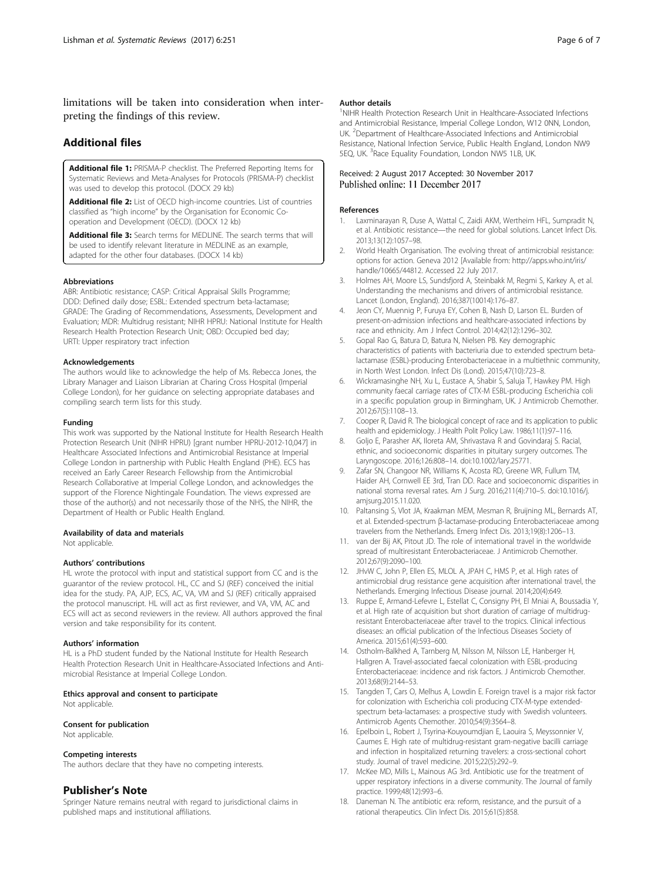limitations will be taken into consideration when interpreting the findings of this review.

## Additional files

**Additional file 1:** PRISMA-P checklist. The Preferred Reporting Items for Systematic Reviews and Meta-Analyses for Protocols (PRISMA-P) checklist was used to develop this protocol. (DOCX 29 kb)

**Additional file 2:** List of OECD high-income countries. List of countries classified as "high income" by the Organisation for Economic Co-operation and Development (OECD). (DOCX 12 kb)

**Additional file 3:** Search terms for MEDLINE. The search terms that will be used to identify relevant literature in MEDLINE as an example, adapted for the other four databases. (DOCX 14 kb)

#### Abbreviations

ABR: Antibiotic resistance; CASP: Critical Appraisal Skills Programme; DDD: Defined daily dose; ESBL: Extended spectrum beta-lactamase; GRADE: The Grading of Recommendations, Assessments, Development and Evaluation; MDR: Multidrug resistant; NIHR HPRU: National Institute for Health Research Health Protection Research Unit; OBD: Occupied bed day; URTI: Upper respiratory tract infection

#### Acknowledgements

The authors would like to acknowledge the help of Ms. Rebecca Jones, the Library Manager and Liaison Librarian at Charing Cross Hospital (Imperial College London), for her guidance on selecting appropriate databases and compiling search term lists for this study.

#### Funding

This work was supported by the National Institute for Health Research Health Protection Research Unit (NIHR HPRU) [grant number HPRU-2012-10,047] in Healthcare Associated Infections and Antimicrobial Resistance at Imperial College London in partnership with Public Health England (PHE). ECS has received an Early Career Research Fellowship from the Antimicrobial Research Collaborative at Imperial College London, and acknowledges the support of the Florence Nightingale Foundation. The views expressed are those of the author(s) and not necessarily those of the NHS, the NIHR, the Department of Health or Public Health England.

#### Availability of data and materials

Not applicable.

#### Authors' contributions

HL wrote the protocol with input and statistical support from CC and is the guarantor of the review protocol. HL, CC and SJ (REF) conceived the initial idea for the study. PA, AJP, ECS, AC, VA, VM and SJ (REF) critically appraised the protocol manuscript. HL will act as first reviewer, and VA, VM, AC and ECS will act as second reviewers in the review. All authors approved the final version and take responsibility for its content.

#### Authors' information

HL is a PhD student funded by the National Institute for Health Research Health Protection Research Unit in Healthcare-Associated Infections and Antimicrobial Resistance at Imperial College London.

#### Ethics approval and consent to participate

Not applicable.

#### Consent for publication

Not applicable.

#### Competing interests

The authors declare that they have no competing interests.

## Publisher's Note

Springer Nature remains neutral with regard to jurisdictional claims in published maps and institutional affiliations.

#### Author details

[1]NIHR Health Protection Research Unit in Healthcare-Associated Infections and Antimicrobial Resistance, Imperial College London, W12 0NN, London, UK. [2]Department of Healthcare-Associated Infections and Antimicrobial Resistance, National Infection Service, Public Health England, London NW9 5EQ, UK. [3]Race Equality Foundation, London NW5 1LB, UK.

Received: 2 August 2017 Accepted: 30 November 2017
Published online: 11 December 2017

#### References

1. Laxminarayan R, Duse A, Wattal C, Zaidi AKM, Wertheim HFL, Sumpradit N, et al. Antibiotic resistance—the need for global solutions. Lancet Infect Dis. 2013;13(12):1057–98.
2. World Health Organisation. The evolving threat of antimicrobial resistance: options for action. Geneva 2012 [Available from: http://apps.who.int/iris/handle/10665/44812. Accessed 22 July 2017.
3. Holmes AH, Moore LS, Sundsfjord A, Steinbakk M, Regmi S, Karkey A, et al. Understanding the mechanisms and drivers of antimicrobial resistance. Lancet (London, England). 2016;387(10014):176–87.
4. Jeon CY, Muennig P, Furuya EY, Cohen B, Nash D, Larson EL. Burden of present-on-admission infections and healthcare-associated infections by race and ethnicity. Am J Infect Control. 2014;42(12):1296–302.
5. Gopal Rao G, Batura D, Batura N, Nielsen PB. Key demographic characteristics of patients with bacteriuria due to extended spectrum beta-lactamase (ESBL)-producing Enterobacteriaceae in a multiethnic community, in North West London. Infect Dis (Lond). 2015;47(10):723–8.
6. Wickramasinghe NH, Xu L, Eustace A, Shabir S, Saluja T, Hawkey PM. High community faecal carriage rates of CTX-M ESBL-producing Escherichia coli in a specific population group in Birmingham, UK. J Antimicrob Chemother. 2012;67(5):1108–13.
7. Cooper R, David R. The biological concept of race and its application to public health and epidemiology. J Health Polit Policy Law. 1986;11(1):97–116.
8. Goljo E, Parasher AK, Iloreta AM, Shrivastava R and Govindaraj S. Racial, ethnic, and socioeconomic disparities in pituitary surgery outcomes. The Laryngoscope. 2016;126:808–14. doi:10.1002/lary.25771.
9. Zafar SN, Changoor NR, Williams K, Acosta RD, Greene WR, Fullum TM, Haider AH, Cornwell EE 3rd, Tran DD. Race and socioeconomic disparities in national stoma reversal rates. Am J Surg. 2016;211(4):710–5. doi:10.1016/j.amjsurg.2015.11.020.
10. Paltansing S, Vlot JA, Kraakman MEM, Mesman R, Bruijning ML, Bernards AT, et al. Extended-spectrum β-lactamase-producing Enterobacteriaceae among travelers from the Netherlands. Emerg Infect Dis. 2013;19(8):1206–13.
11. van der Bij AK, Pitout JD. The role of international travel in the worldwide spread of multiresistant Enterobacteriaceae. J Antimicrob Chemother. 2012;67(9):2090–100.
12. JHvW C, John P, Ellen ES, MLOL A, JPAH C, HMS P, et al. High rates of antimicrobial drug resistance gene acquisition after international travel, the Netherlands. Emerging Infectious Disease journal. 2014;20(4):649.
13. Ruppe E, Armand-Lefevre L, Estellat C, Consigny PH, El Mniai A, Boussadia Y, et al. High rate of acquisition but short duration of carriage of multidrug-resistant Enterobacteriaceae after travel to the tropics. Clinical infectious diseases: an official publication of the Infectious Diseases Society of America. 2015;61(4):593–600.
14. Ostholm-Balkhed A, Tarnberg M, Nilsson M, Nilsson LE, Hanberger H, Hallgren A. Travel-associated faecal colonization with ESBL-producing Enterobacteriaceae: incidence and risk factors. J Antimicrob Chemother. 2013;68(9):2144–53.
15. Tangden T, Cars O, Melhus A, Lowdin E. Foreign travel is a major risk factor for colonization with Escherichia coli producing CTX-M-type extended-spectrum beta-lactamases: a prospective study with Swedish volunteers. Antimicrob Agents Chemother. 2010;54(9):3564–8.
16. Epelboin L, Robert J, Tsyrina-Kouyoumdjian E, Laouira S, Meyssonnier V, Caumes E. High rate of multidrug-resistant gram-negative bacilli carriage and infection in hospitalized returning travelers: a cross-sectional cohort study. Journal of travel medicine. 2015;22(5):292–9.
17. McKee MD, Mills L, Mainous AG 3rd. Antibiotic use for the treatment of upper respiratory infections in a diverse community. The Journal of family practice. 1999;48(12):993–6.
18. Daneman N. The antibiotic era: reform, resistance, and the pursuit of a rational therapeutics. Clin Infect Dis. 2015;61(5):858.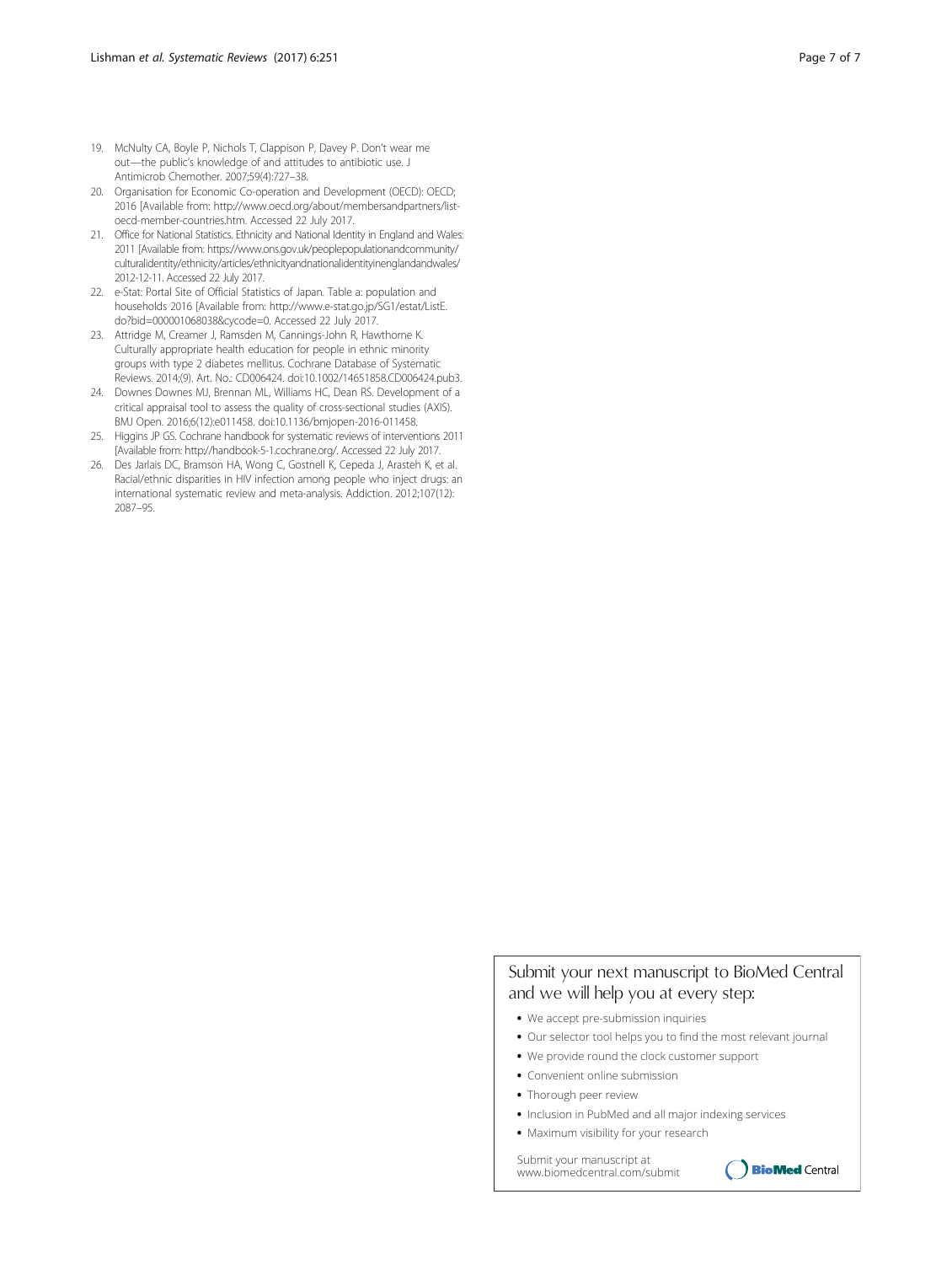19. McNulty CA, Boyle P, Nichols T, Clappison P, Davey P. Don't wear me out—the public's knowledge of and attitudes to antibiotic use. J Antimicrob Chemother. 2007;59(4):727–38.
20. Organisation for Economic Co-operation and Development (OECD): OECD; 2016 [Available from: http://www.oecd.org/about/membersandpartners/list-oecd-member-countries.htm. Accessed 22 July 2017.
21. Office for National Statistics. Ethnicity and National Identity in England and Wales: 2011 [Available from: https://www.ons.gov.uk/peoplepopulationandcommunity/culturalidentity/ethnicity/articles/ethnicityandnationalidentityinenglandandwales/2012-12-11. Accessed 22 July 2017.
22. e-Stat: Portal Site of Official Statistics of Japan. Table a: population and households 2016 [Available from: http://www.e-stat.go.jp/SG1/estat/ListE.do?bid=000001068038&cycode=0. Accessed 22 July 2017.
23. Attridge M, Creamer J, Ramsden M, Cannings-John R, Hawthorne K. Culturally appropriate health education for people in ethnic minority groups with type 2 diabetes mellitus. Cochrane Database of Systematic Reviews. 2014;(9). Art. No.: CD006424. doi:10.1002/14651858.CD006424.pub3.
24. Downes Downes MJ, Brennan ML, Williams HC, Dean RS. Development of a critical appraisal tool to assess the quality of cross-sectional studies (AXIS). BMJ Open. 2016;6(12):e011458. doi:10.1136/bmjopen-2016-011458.
25. Higgins JP GS. Cochrane handbook for systematic reviews of interventions 2011 [Available from: http://handbook-5-1.cochrane.org/. Accessed 22 July 2017.
26. Des Jarlais DC, Bramson HA, Wong C, Gostnell K, Cepeda J, Arasteh K, et al. Racial/ethnic disparities in HIV infection among people who inject drugs: an international systematic review and meta-analysis. Addiction. 2012;107(12):2087–95.

Submit your next manuscript to BioMed Central and we will help you at every step:

- We accept pre-submission inquiries
- Our selector tool helps you to find the most relevant journal
- We provide round the clock customer support
- Convenient online submission
- Thorough peer review
- Inclusion in PubMed and all major indexing services
- Maximum visibility for your research

Submit your manuscript at www.biomedcentral.com/submit

BioMed Central